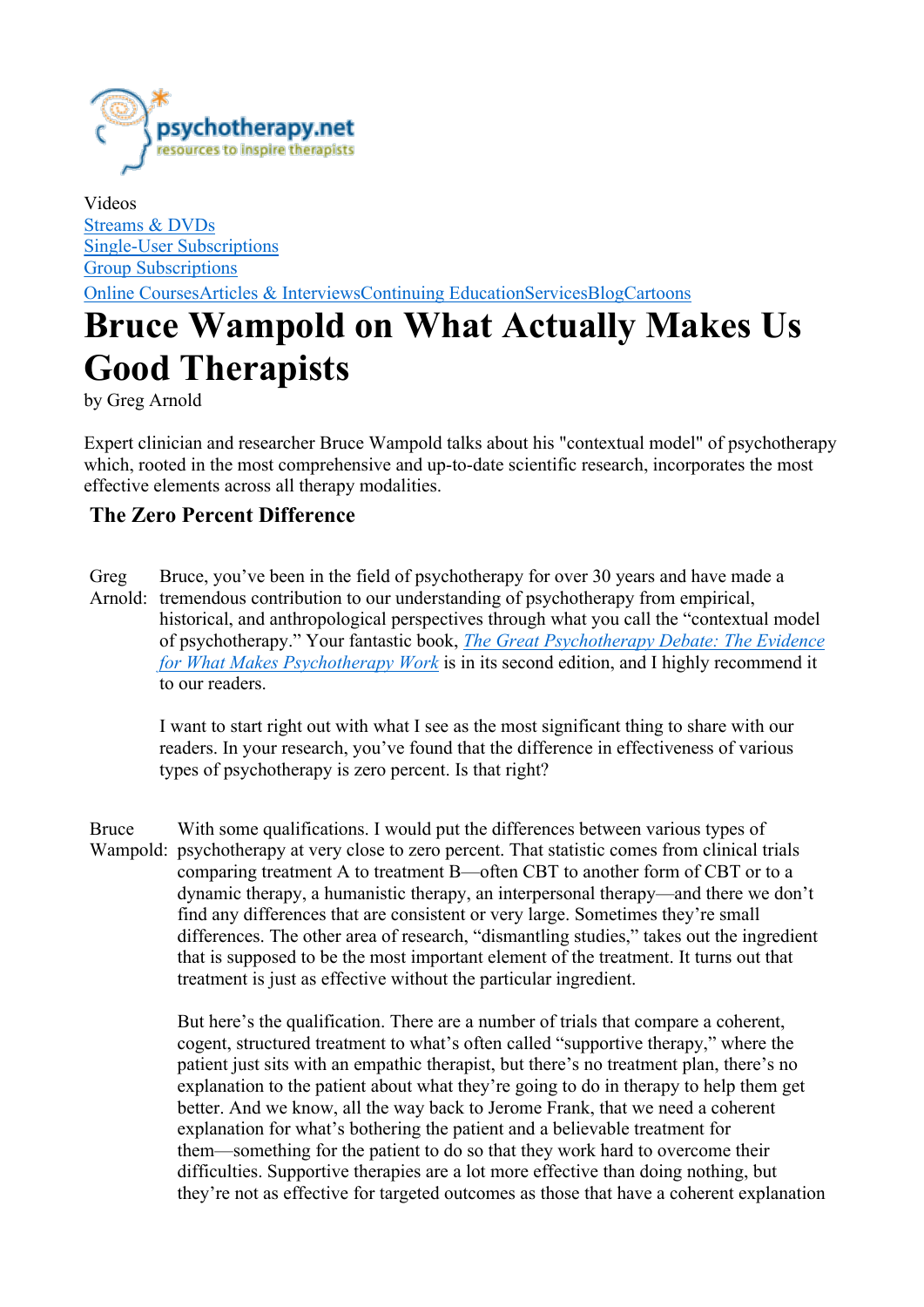Videos
Streams & DVDs
Single-User Subscriptions
Group Subscriptions
Online CoursesArticles & InterviewsContinuing EducationServicesBlogCartoons

# Bruce Wampold on What Actually Makes Us Good Therapists

by Greg Arnold

Expert clinician and researcher Bruce Wampold talks about his "contextual model" of psychotherapy which, rooted in the most comprehensive and up-to-date scientific research, incorporates the most effective elements across all therapy modalities.

## The Zero Percent Difference

**Greg Arnold:** Bruce, you've been in the field of psychotherapy for over 30 years and have made a tremendous contribution to our understanding of psychotherapy from empirical, historical, and anthropological perspectives through what you call the "contextual model of psychotherapy." Your fantastic book, *The Great Psychotherapy Debate: The Evidence for What Makes Psychotherapy Work* is in its second edition, and I highly recommend it to our readers.

I want to start right out with what I see as the most significant thing to share with our readers. In your research, you've found that the difference in effectiveness of various types of psychotherapy is zero percent. Is that right?

**Bruce Wampold:** With some qualifications. I would put the differences between various types of psychotherapy at very close to zero percent. That statistic comes from clinical trials comparing treatment A to treatment B—often CBT to another form of CBT or to a dynamic therapy, a humanistic therapy, an interpersonal therapy—and there we don't find any differences that are consistent or very large. Sometimes they're small differences. The other area of research, "dismantling studies," takes out the ingredient that is supposed to be the most important element of the treatment. It turns out that treatment is just as effective without the particular ingredient.

But here's the qualification. There are a number of trials that compare a coherent, cogent, structured treatment to what's often called "supportive therapy," where the patient just sits with an empathic therapist, but there's no treatment plan, there's no explanation to the patient about what they're going to do in therapy to help them get better. And we know, all the way back to Jerome Frank, that we need a coherent explanation for what's bothering the patient and a believable treatment for them—something for the patient to do so that they work hard to overcome their difficulties. Supportive therapies are a lot more effective than doing nothing, but they're not as effective for targeted outcomes as those that have a coherent explanation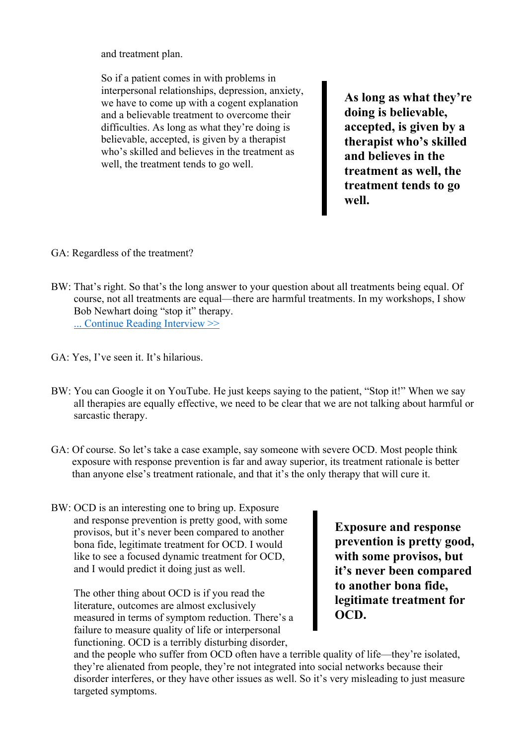and treatment plan.

So if a patient comes in with problems in interpersonal relationships, depression, anxiety, we have to come up with a cogent explanation and a believable treatment to overcome their difficulties. As long as what they're doing is believable, accepted, is given by a therapist who's skilled and believes in the treatment as well, the treatment tends to go well.

> **As long as what they're doing is believable, accepted, is given by a therapist who's skilled and believes in the treatment as well, the treatment tends to go well.**

GA: Regardless of the treatment?

BW: That's right. So that's the long answer to your question about all treatments being equal. Of course, not all treatments are equal—there are harmful treatments. In my workshops, I show Bob Newhart doing "stop it" therapy.
[... Continue Reading Interview >>]

GA: Yes, I've seen it. It's hilarious.

BW: You can Google it on YouTube. He just keeps saying to the patient, "Stop it!" When we say all therapies are equally effective, we need to be clear that we are not talking about harmful or sarcastic therapy.

GA: Of course. So let's take a case example, say someone with severe OCD. Most people think exposure with response prevention is far and away superior, its treatment rationale is better than anyone else's treatment rationale, and that it's the only therapy that will cure it.

BW: OCD is an interesting one to bring up. Exposure and response prevention is pretty good, with some provisos, but it's never been compared to another bona fide, legitimate treatment for OCD. I would like to see a focused dynamic treatment for OCD, and I would predict it doing just as well.

> **Exposure and response prevention is pretty good, with some provisos, but it's never been compared to another bona fide, legitimate treatment for OCD.**

The other thing about OCD is if you read the literature, outcomes are almost exclusively measured in terms of symptom reduction. There's a failure to measure quality of life or interpersonal functioning. OCD is a terribly disturbing disorder, and the people who suffer from OCD often have a terrible quality of life—they're isolated, they're alienated from people, they're not integrated into social networks because their disorder interferes, or they have other issues as well. So it's very misleading to just measure targeted symptoms.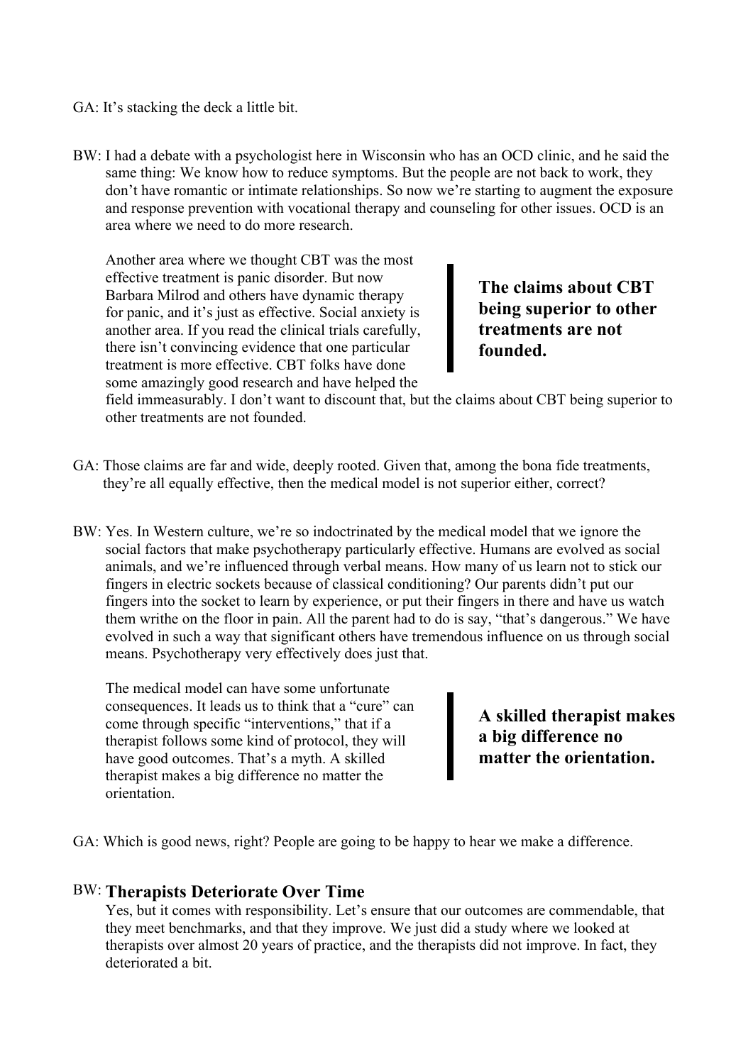GA: It's stacking the deck a little bit.

BW: I had a debate with a psychologist here in Wisconsin who has an OCD clinic, and he said the same thing: We know how to reduce symptoms. But the people are not back to work, they don't have romantic or intimate relationships. So now we're starting to augment the exposure and response prevention with vocational therapy and counseling for other issues. OCD is an area where we need to do more research.

Another area where we thought CBT was the most effective treatment is panic disorder. But now Barbara Milrod and others have dynamic therapy for panic, and it's just as effective. Social anxiety is another area. If you read the clinical trials carefully, there isn't convincing evidence that one particular treatment is more effective. CBT folks have done some amazingly good research and have helped the field immeasurably. I don't want to discount that, but the claims about CBT being superior to other treatments are not founded.

> **The claims about CBT being superior to other treatments are not founded.**

GA: Those claims are far and wide, deeply rooted. Given that, among the bona fide treatments, they're all equally effective, then the medical model is not superior either, correct?

BW: Yes. In Western culture, we're so indoctrinated by the medical model that we ignore the social factors that make psychotherapy particularly effective. Humans are evolved as social animals, and we're influenced through verbal means. How many of us learn not to stick our fingers in electric sockets because of classical conditioning? Our parents didn't put our fingers into the socket to learn by experience, or put their fingers in there and have us watch them writhe on the floor in pain. All the parent had to do is say, "that's dangerous." We have evolved in such a way that significant others have tremendous influence on us through social means. Psychotherapy very effectively does just that.

The medical model can have some unfortunate consequences. It leads us to think that a "cure" can come through specific "interventions," that if a therapist follows some kind of protocol, they will have good outcomes. That's a myth. A skilled therapist makes a big difference no matter the orientation.

> **A skilled therapist makes a big difference no matter the orientation.**

GA: Which is good news, right? People are going to be happy to hear we make a difference.

## Therapists Deteriorate Over Time

BW: Yes, but it comes with responsibility. Let's ensure that our outcomes are commendable, that they meet benchmarks, and that they improve. We just did a study where we looked at therapists over almost 20 years of practice, and the therapists did not improve. In fact, they deteriorated a bit.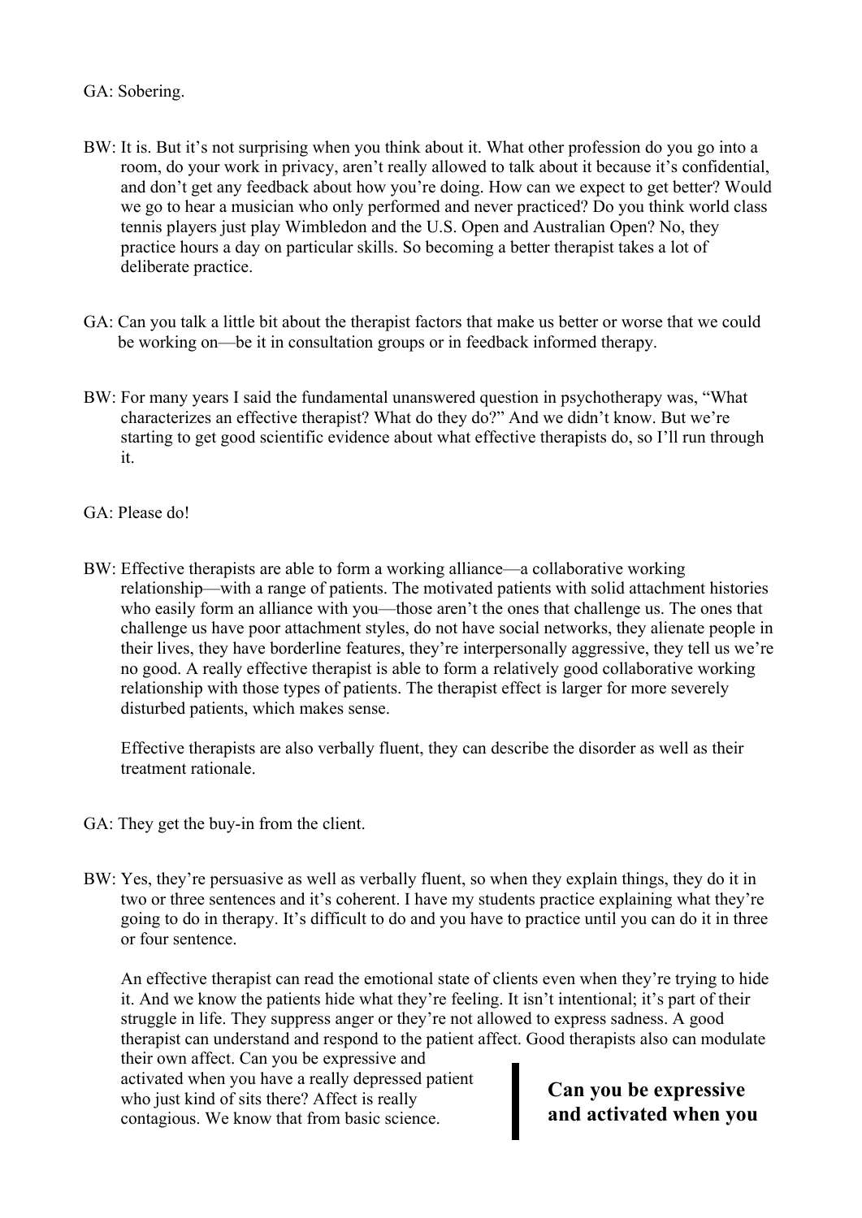GA: Sobering.

BW: It is. But it's not surprising when you think about it. What other profession do you go into a room, do your work in privacy, aren't really allowed to talk about it because it's confidential, and don't get any feedback about how you're doing. How can we expect to get better? Would we go to hear a musician who only performed and never practiced? Do you think world class tennis players just play Wimbledon and the U.S. Open and Australian Open? No, they practice hours a day on particular skills. So becoming a better therapist takes a lot of deliberate practice.

GA: Can you talk a little bit about the therapist factors that make us better or worse that we could be working on—be it in consultation groups or in feedback informed therapy.

BW: For many years I said the fundamental unanswered question in psychotherapy was, "What characterizes an effective therapist? What do they do?" And we didn't know. But we're starting to get good scientific evidence about what effective therapists do, so I'll run through it.

GA: Please do!

BW: Effective therapists are able to form a working alliance—a collaborative working relationship—with a range of patients. The motivated patients with solid attachment histories who easily form an alliance with you—those aren't the ones that challenge us. The ones that challenge us have poor attachment styles, do not have social networks, they alienate people in their lives, they have borderline features, they're interpersonally aggressive, they tell us we're no good. A really effective therapist is able to form a relatively good collaborative working relationship with those types of patients. The therapist effect is larger for more severely disturbed patients, which makes sense.

Effective therapists are also verbally fluent, they can describe the disorder as well as their treatment rationale.

GA: They get the buy-in from the client.

BW: Yes, they're persuasive as well as verbally fluent, so when they explain things, they do it in two or three sentences and it's coherent. I have my students practice explaining what they're going to do in therapy. It's difficult to do and you have to practice until you can do it in three or four sentence.

An effective therapist can read the emotional state of clients even when they're trying to hide it. And we know the patients hide what they're feeling. It isn't intentional; it's part of their struggle in life. They suppress anger or they're not allowed to express sadness. A good therapist can understand and respond to the patient affect. Good therapists also can modulate their own affect. Can you be expressive and activated when you have a really depressed patient who just kind of sits there? Affect is really contagious. We know that from basic science.

**Can you be expressive and activated when you**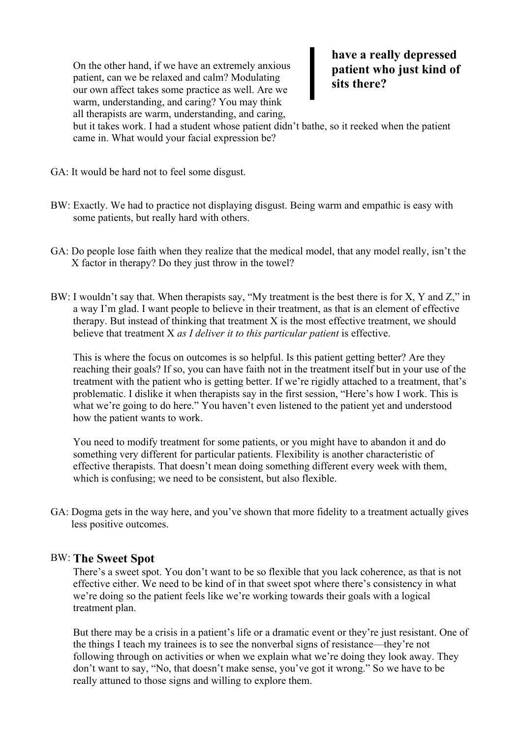On the other hand, if we have an extremely anxious patient, can we be relaxed and calm? Modulating our own affect takes some practice as well. Are we warm, understanding, and caring? You may think all therapists are warm, understanding, and caring, but it takes work. I had a student whose patient didn't bathe, so it reeked when the patient came in. What would your facial expression be?

> **have a really depressed patient who just kind of sits there?**

GA: It would be hard not to feel some disgust.

BW: Exactly. We had to practice not displaying disgust. Being warm and empathic is easy with some patients, but really hard with others.

GA: Do people lose faith when they realize that the medical model, that any model really, isn't the X factor in therapy? Do they just throw in the towel?

BW: I wouldn't say that. When therapists say, "My treatment is the best there is for X, Y and Z," in a way I'm glad. I want people to believe in their treatment, as that is an element of effective therapy. But instead of thinking that treatment X is the most effective treatment, we should believe that treatment X *as I deliver it to this particular patient* is effective.

This is where the focus on outcomes is so helpful. Is this patient getting better? Are they reaching their goals? If so, you can have faith not in the treatment itself but in your use of the treatment with the patient who is getting better. If we're rigidly attached to a treatment, that's problematic. I dislike it when therapists say in the first session, "Here's how I work. This is what we're going to do here." You haven't even listened to the patient yet and understood how the patient wants to work.

You need to modify treatment for some patients, or you might have to abandon it and do something very different for particular patients. Flexibility is another characteristic of effective therapists. That doesn't mean doing something different every week with them, which is confusing; we need to be consistent, but also flexible.

GA: Dogma gets in the way here, and you've shown that more fidelity to a treatment actually gives less positive outcomes.

BW:

## The Sweet Spot

There's a sweet spot. You don't want to be so flexible that you lack coherence, as that is not effective either. We need to be kind of in that sweet spot where there's consistency in what we're doing so the patient feels like we're working towards their goals with a logical treatment plan.

But there may be a crisis in a patient's life or a dramatic event or they're just resistant. One of the things I teach my trainees is to see the nonverbal signs of resistance—they're not following through on activities or when we explain what we're doing they look away. They don't want to say, "No, that doesn't make sense, you've got it wrong." So we have to be really attuned to those signs and willing to explore them.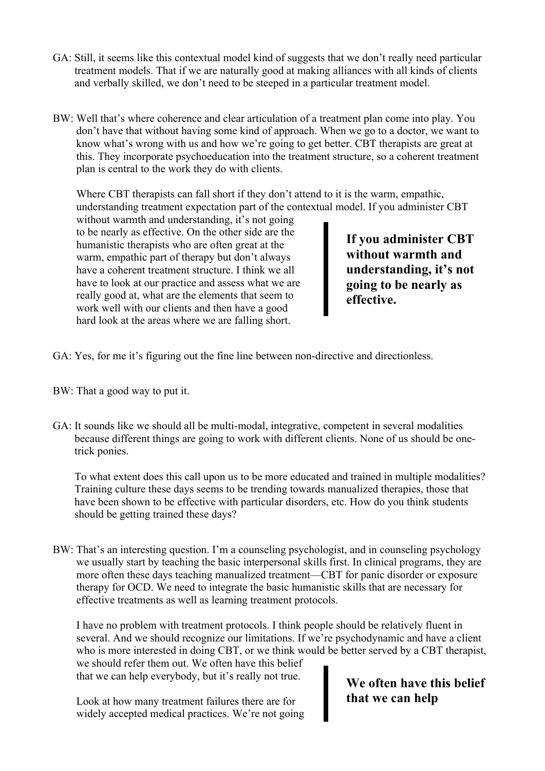GA: Still, it seems like this contextual model kind of suggests that we don't really need particular treatment models. That if we are naturally good at making alliances with all kinds of clients and verbally skilled, we don't need to be steeped in a particular treatment model.

BW: Well that's where coherence and clear articulation of a treatment plan come into play. You don't have that without having some kind of approach. When we go to a doctor, we want to know what's wrong with us and how we're going to get better. CBT therapists are great at this. They incorporate psychoeducation into the treatment structure, so a coherent treatment plan is central to the work they do with clients.

Where CBT therapists can fall short if they don't attend to it is the warm, empathic, understanding treatment expectation part of the contextual model. If you administer CBT without warmth and understanding, it's not going to be nearly as effective. On the other side are the humanistic therapists who are often great at the warm, empathic part of therapy but don't always have a coherent treatment structure. I think we all have to look at our practice and assess what we are really good at, what are the elements that seem to work well with our clients and then have a good hard look at the areas where we are falling short.

> **If you administer CBT without warmth and understanding, it's not going to be nearly as effective.**

GA: Yes, for me it's figuring out the fine line between non-directive and directionless.

BW: That a good way to put it.

GA: It sounds like we should all be multi-modal, integrative, competent in several modalities because different things are going to work with different clients. None of us should be one-trick ponies.

To what extent does this call upon us to be more educated and trained in multiple modalities? Training culture these days seems to be trending towards manualized therapies, those that have been shown to be effective with particular disorders, etc. How do you think students should be getting trained these days?

BW: That's an interesting question. I'm a counseling psychologist, and in counseling psychology we usually start by teaching the basic interpersonal skills first. In clinical programs, they are more often these days teaching manualized treatment—CBT for panic disorder or exposure therapy for OCD. We need to integrate the basic humanistic skills that are necessary for effective treatments as well as learning treatment protocols.

I have no problem with treatment protocols. I think people should be relatively fluent in several. And we should recognize our limitations. If we're psychodynamic and have a client who is more interested in doing CBT, or we think would be better served by a CBT therapist, we should refer them out. We often have this belief that we can help everybody, but it's really not true.

> **We often have this belief that we can help**

Look at how many treatment failures there are for widely accepted medical practices. We're not going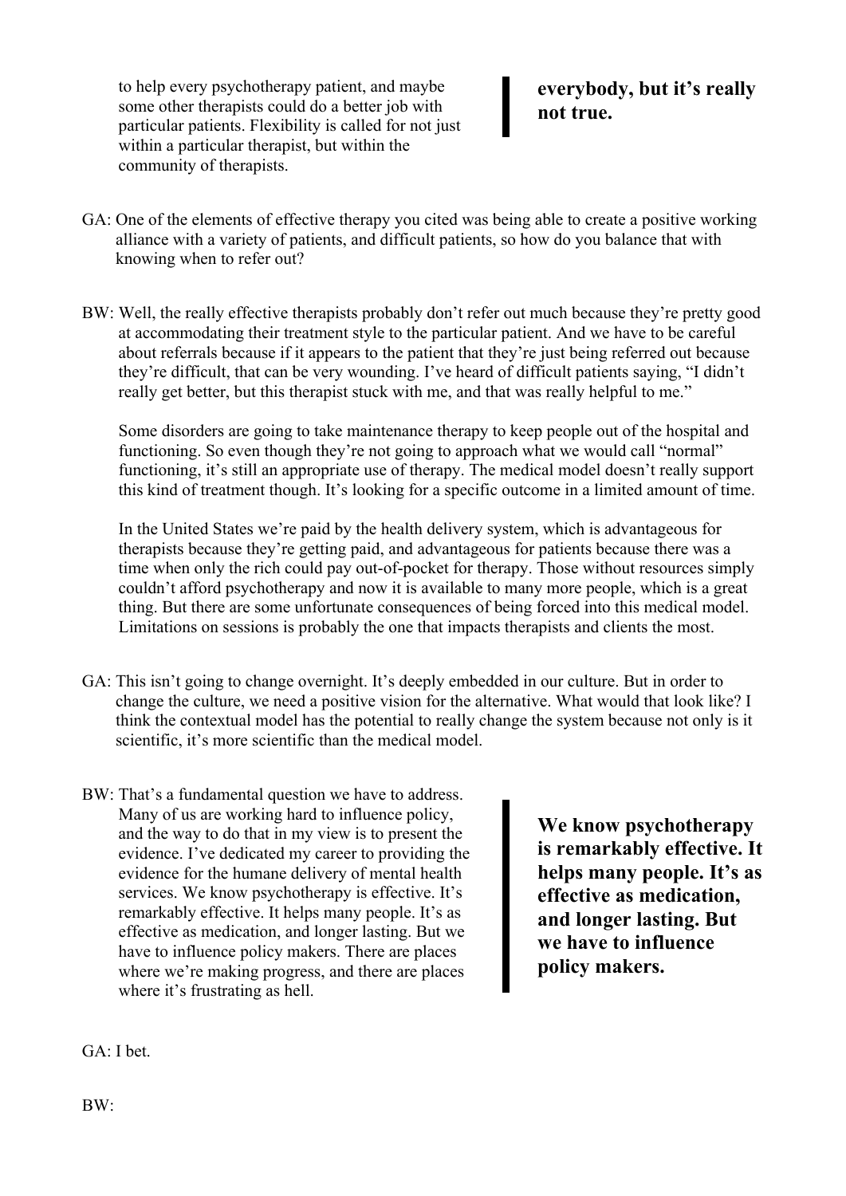to help every psychotherapy patient, and maybe some other therapists could do a better job with particular patients. Flexibility is called for not just within a particular therapist, but within the community of therapists.

**everybody, but it's really not true.**

GA: One of the elements of effective therapy you cited was being able to create a positive working alliance with a variety of patients, and difficult patients, so how do you balance that with knowing when to refer out?

BW: Well, the really effective therapists probably don't refer out much because they're pretty good at accommodating their treatment style to the particular patient. And we have to be careful about referrals because if it appears to the patient that they're just being referred out because they're difficult, that can be very wounding. I've heard of difficult patients saying, "I didn't really get better, but this therapist stuck with me, and that was really helpful to me."

Some disorders are going to take maintenance therapy to keep people out of the hospital and functioning. So even though they're not going to approach what we would call "normal" functioning, it's still an appropriate use of therapy. The medical model doesn't really support this kind of treatment though. It's looking for a specific outcome in a limited amount of time.

In the United States we're paid by the health delivery system, which is advantageous for therapists because they're getting paid, and advantageous for patients because there was a time when only the rich could pay out-of-pocket for therapy. Those without resources simply couldn't afford psychotherapy and now it is available to many more people, which is a great thing. But there are some unfortunate consequences of being forced into this medical model. Limitations on sessions is probably the one that impacts therapists and clients the most.

GA: This isn't going to change overnight. It's deeply embedded in our culture. But in order to change the culture, we need a positive vision for the alternative. What would that look like? I think the contextual model has the potential to really change the system because not only is it scientific, it's more scientific than the medical model.

BW: That's a fundamental question we have to address. Many of us are working hard to influence policy, and the way to do that in my view is to present the evidence. I've dedicated my career to providing the evidence for the humane delivery of mental health services. We know psychotherapy is effective. It's remarkably effective. It helps many people. It's as effective as medication, and longer lasting. But we have to influence policy makers. There are places where we're making progress, and there are places where it's frustrating as hell.

**We know psychotherapy is remarkably effective. It helps many people. It's as effective as medication, and longer lasting. But we have to influence policy makers.**

GA: I bet.

BW: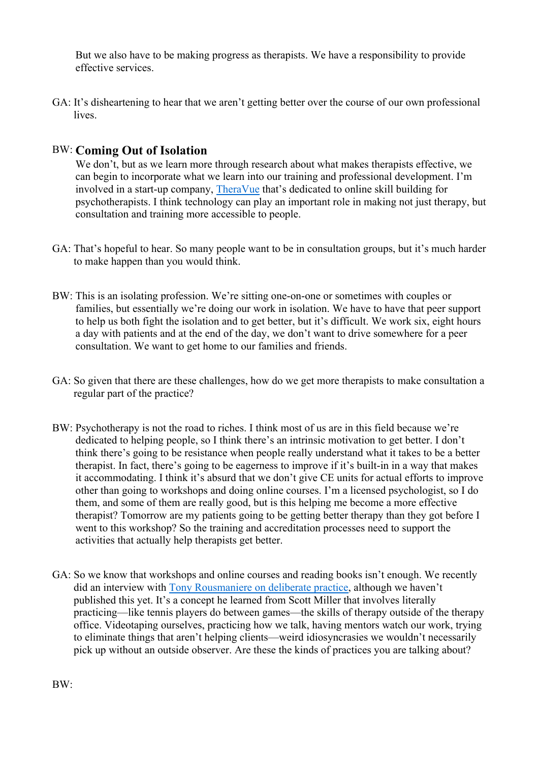But we also have to be making progress as therapists. We have a responsibility to provide effective services.

GA: It's disheartening to hear that we aren't getting better over the course of our own professional lives.

BW: 

## Coming Out of Isolation

We don't, but as we learn more through research about what makes therapists effective, we can begin to incorporate what we learn into our training and professional development. I'm involved in a start-up company, TheraVue that's dedicated to online skill building for psychotherapists. I think technology can play an important role in making not just therapy, but consultation and training more accessible to people.

GA: That's hopeful to hear. So many people want to be in consultation groups, but it's much harder to make happen than you would think.

BW: This is an isolating profession. We're sitting one-on-one or sometimes with couples or families, but essentially we're doing our work in isolation. We have to have that peer support to help us both fight the isolation and to get better, but it's difficult. We work six, eight hours a day with patients and at the end of the day, we don't want to drive somewhere for a peer consultation. We want to get home to our families and friends.

GA: So given that there are these challenges, how do we get more therapists to make consultation a regular part of the practice?

BW: Psychotherapy is not the road to riches. I think most of us are in this field because we're dedicated to helping people, so I think there's an intrinsic motivation to get better. I don't think there's going to be resistance when people really understand what it takes to be a better therapist. In fact, there's going to be eagerness to improve if it's built-in in a way that makes it accommodating. I think it's absurd that we don't give CE units for actual efforts to improve other than going to workshops and doing online courses. I'm a licensed psychologist, so I do them, and some of them are really good, but is this helping me become a more effective therapist? Tomorrow are my patients going to be getting better therapy than they got before I went to this workshop? So the training and accreditation processes need to support the activities that actually help therapists get better.

GA: So we know that workshops and online courses and reading books isn't enough. We recently did an interview with Tony Rousmaniere on deliberate practice, although we haven't published this yet. It's a concept he learned from Scott Miller that involves literally practicing—like tennis players do between games—the skills of therapy outside of the therapy office. Videotaping ourselves, practicing how we talk, having mentors watch our work, trying to eliminate things that aren't helping clients—weird idiosyncrasies we wouldn't necessarily pick up without an outside observer. Are these the kinds of practices you are talking about?

BW: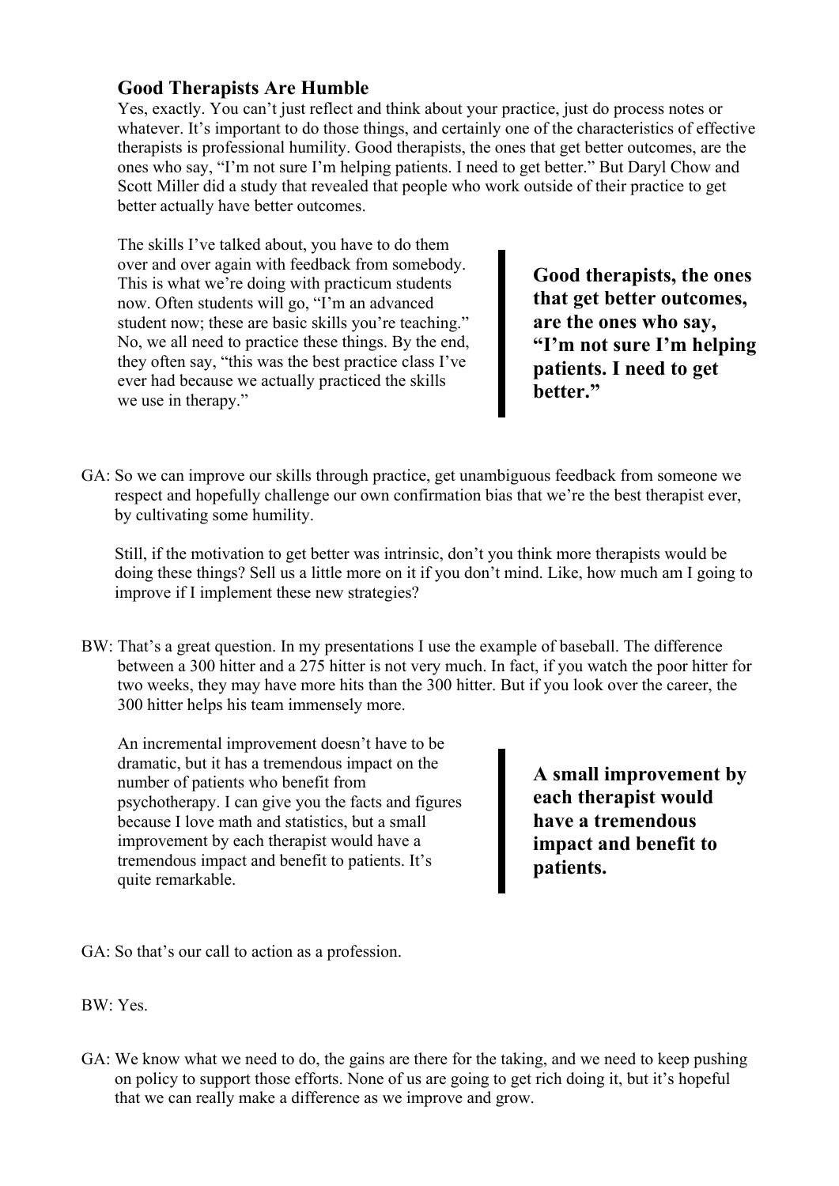### Good Therapists Are Humble

Yes, exactly. You can't just reflect and think about your practice, just do process notes or whatever. It's important to do those things, and certainly one of the characteristics of effective therapists is professional humility. Good therapists, the ones that get better outcomes, are the ones who say, "I'm not sure I'm helping patients. I need to get better." But Daryl Chow and Scott Miller did a study that revealed that people who work outside of their practice to get better actually have better outcomes.

The skills I've talked about, you have to do them over and over again with feedback from somebody. This is what we're doing with practicum students now. Often students will go, "I'm an advanced student now; these are basic skills you're teaching." No, we all need to practice these things. By the end, they often say, "this was the best practice class I've ever had because we actually practiced the skills we use in therapy."

> **Good therapists, the ones that get better outcomes, are the ones who say, "I'm not sure I'm helping patients. I need to get better."**

GA: So we can improve our skills through practice, get unambiguous feedback from someone we respect and hopefully challenge our own confirmation bias that we're the best therapist ever, by cultivating some humility.

Still, if the motivation to get better was intrinsic, don't you think more therapists would be doing these things? Sell us a little more on it if you don't mind. Like, how much am I going to improve if I implement these new strategies?

BW: That's a great question. In my presentations I use the example of baseball. The difference between a 300 hitter and a 275 hitter is not very much. In fact, if you watch the poor hitter for two weeks, they may have more hits than the 300 hitter. But if you look over the career, the 300 hitter helps his team immensely more.

An incremental improvement doesn't have to be dramatic, but it has a tremendous impact on the number of patients who benefit from psychotherapy. I can give you the facts and figures because I love math and statistics, but a small improvement by each therapist would have a tremendous impact and benefit to patients. It's quite remarkable.

> **A small improvement by each therapist would have a tremendous impact and benefit to patients.**

GA: So that's our call to action as a profession.

BW: Yes.

GA: We know what we need to do, the gains are there for the taking, and we need to keep pushing on policy to support those efforts. None of us are going to get rich doing it, but it's hopeful that we can really make a difference as we improve and grow.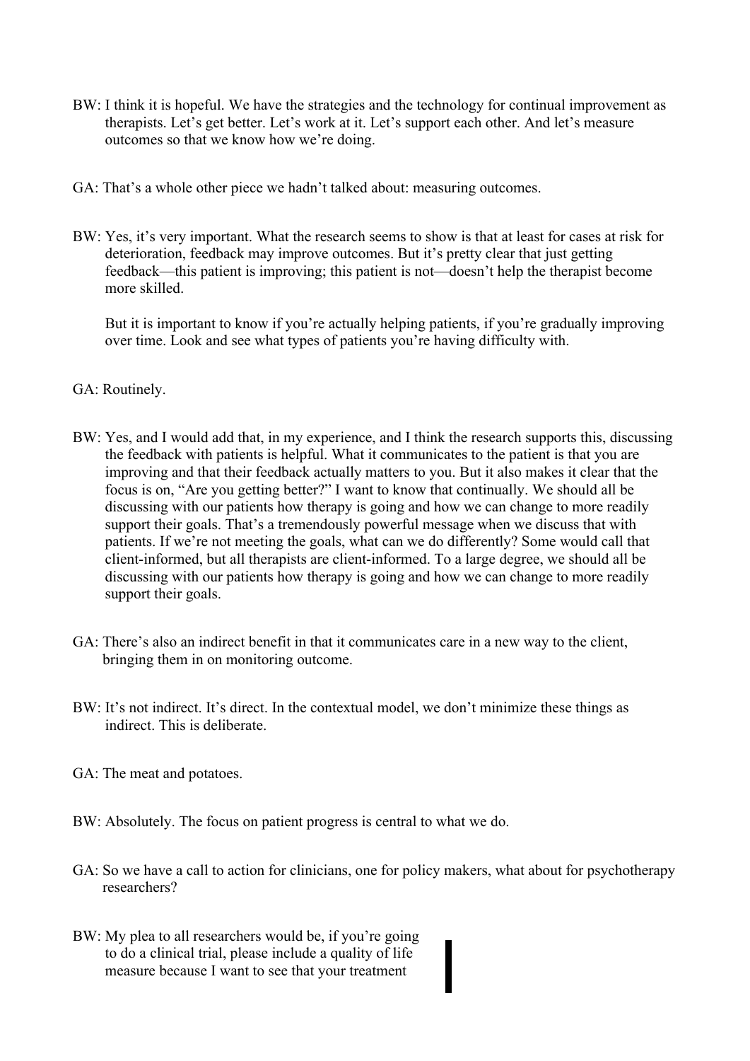BW: I think it is hopeful. We have the strategies and the technology for continual improvement as therapists. Let's get better. Let's work at it. Let's support each other. And let's measure outcomes so that we know how we're doing.

GA: That's a whole other piece we hadn't talked about: measuring outcomes.

BW: Yes, it's very important. What the research seems to show is that at least for cases at risk for deterioration, feedback may improve outcomes. But it's pretty clear that just getting feedback—this patient is improving; this patient is not—doesn't help the therapist become more skilled.

But it is important to know if you're actually helping patients, if you're gradually improving over time. Look and see what types of patients you're having difficulty with.

GA: Routinely.

BW: Yes, and I would add that, in my experience, and I think the research supports this, discussing the feedback with patients is helpful. What it communicates to the patient is that you are improving and that their feedback actually matters to you. But it also makes it clear that the focus is on, "Are you getting better?" I want to know that continually. We should all be discussing with our patients how therapy is going and how we can change to more readily support their goals. That's a tremendously powerful message when we discuss that with patients. If we're not meeting the goals, what can we do differently? Some would call that client-informed, but all therapists are client-informed. To a large degree, we should all be discussing with our patients how therapy is going and how we can change to more readily support their goals.

GA: There's also an indirect benefit in that it communicates care in a new way to the client, bringing them in on monitoring outcome.

BW: It's not indirect. It's direct. In the contextual model, we don't minimize these things as indirect. This is deliberate.

GA: The meat and potatoes.

BW: Absolutely. The focus on patient progress is central to what we do.

GA: So we have a call to action for clinicians, one for policy makers, what about for psychotherapy researchers?

BW: My plea to all researchers would be, if you're going to do a clinical trial, please include a quality of life measure because I want to see that your treatment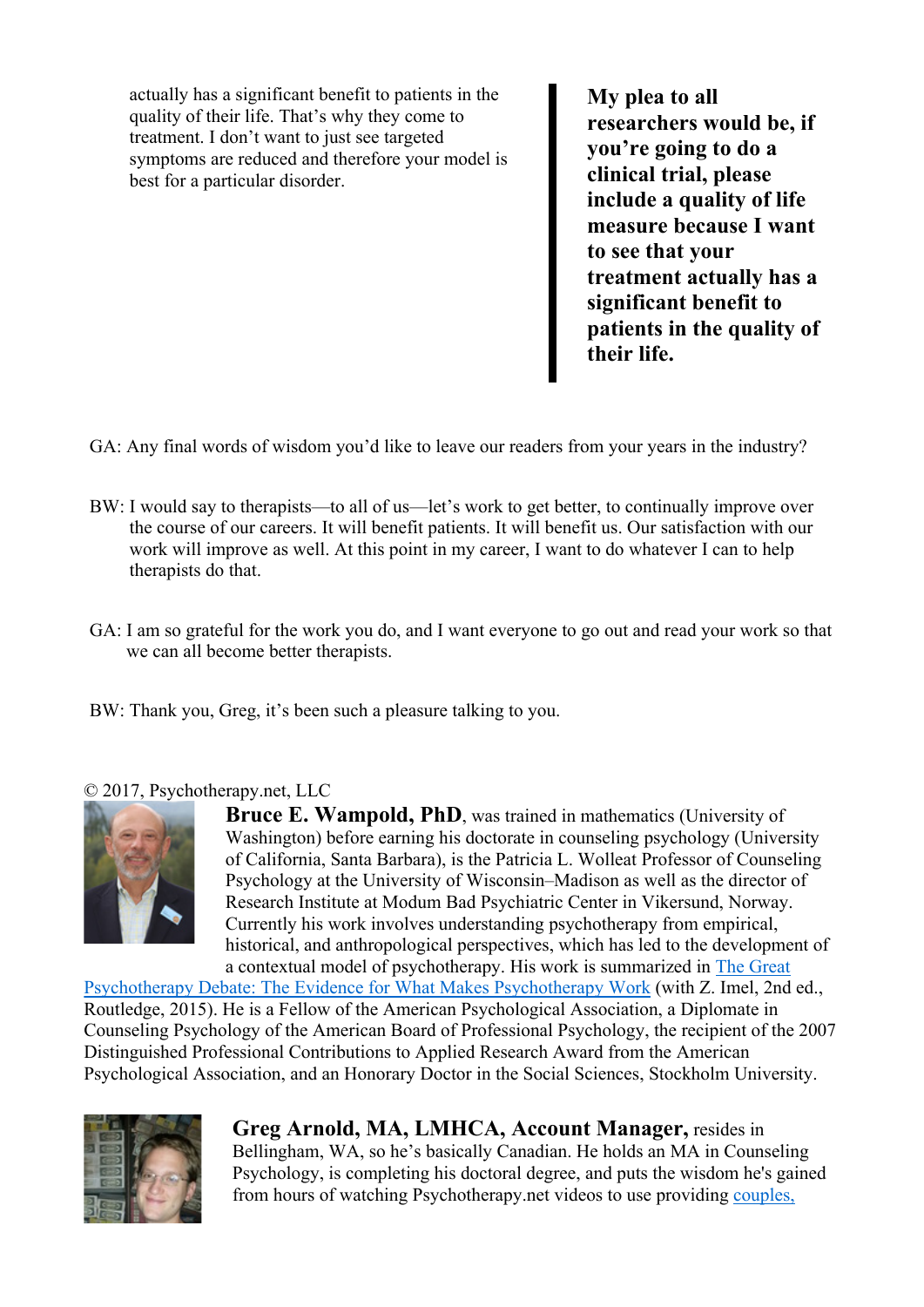actually has a significant benefit to patients in the quality of their life. That's why they come to treatment. I don't want to just see targeted symptoms are reduced and therefore your model is best for a particular disorder.

> **My plea to all researchers would be, if you're going to do a clinical trial, please include a quality of life measure because I want to see that your treatment actually has a significant benefit to patients in the quality of their life.**

GA: Any final words of wisdom you'd like to leave our readers from your years in the industry?

BW: I would say to therapists—to all of us—let's work to get better, to continually improve over the course of our careers. It will benefit patients. It will benefit us. Our satisfaction with our work will improve as well. At this point in my career, I want to do whatever I can to help therapists do that.

GA: I am so grateful for the work you do, and I want everyone to go out and read your work so that we can all become better therapists.

BW: Thank you, Greg, it's been such a pleasure talking to you.

© 2017, Psychotherapy.net, LLC

**Bruce E. Wampold, PhD**, was trained in mathematics (University of Washington) before earning his doctorate in counseling psychology (University of California, Santa Barbara), is the Patricia L. Wolleat Professor of Counseling Psychology at the University of Wisconsin–Madison as well as the director of Research Institute at Modum Bad Psychiatric Center in Vikersund, Norway. Currently his work involves understanding psychotherapy from empirical, historical, and anthropological perspectives, which has led to the development of a contextual model of psychotherapy. His work is summarized in The Great Psychotherapy Debate: The Evidence for What Makes Psychotherapy Work (with Z. Imel, 2nd ed., Routledge, 2015). He is a Fellow of the American Psychological Association, a Diplomate in Counseling Psychology of the American Board of Professional Psychology, the recipient of the 2007 Distinguished Professional Contributions to Applied Research Award from the American Psychological Association, and an Honorary Doctor in the Social Sciences, Stockholm University.

**Greg Arnold, MA, LMHCA, Account Manager,** resides in Bellingham, WA, so he's basically Canadian. He holds an MA in Counseling Psychology, is completing his doctoral degree, and puts the wisdom he's gained from hours of watching Psychotherapy.net videos to use providing couples,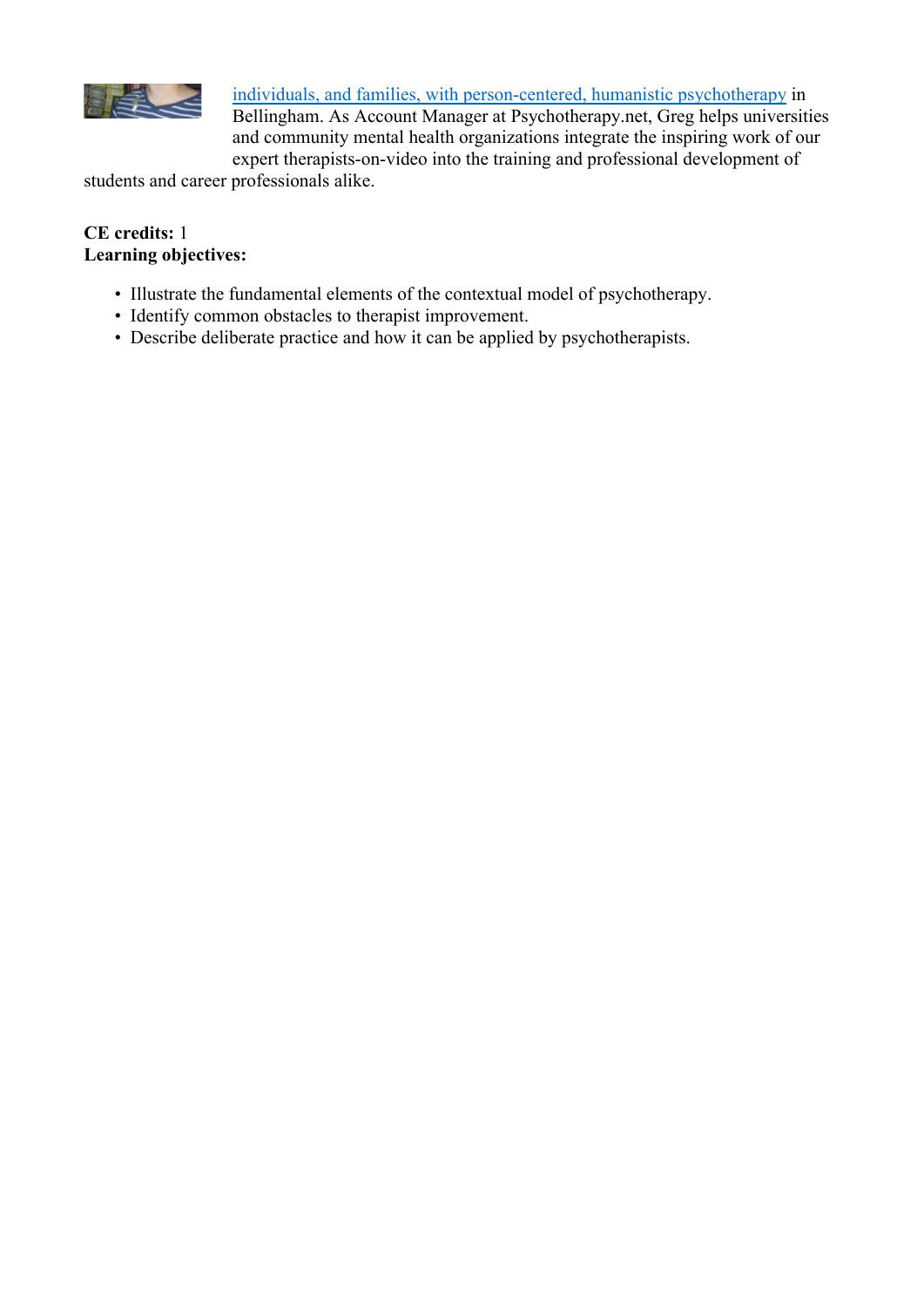individuals, and families, with person-centered, humanistic psychotherapy in Bellingham. As Account Manager at Psychotherapy.net, Greg helps universities and community mental health organizations integrate the inspiring work of our expert therapists-on-video into the training and professional development of students and career professionals alike.

**CE credits:** 1
**Learning objectives:**

- Illustrate the fundamental elements of the contextual model of psychotherapy.
- Identify common obstacles to therapist improvement.
- Describe deliberate practice and how it can be applied by psychotherapists.